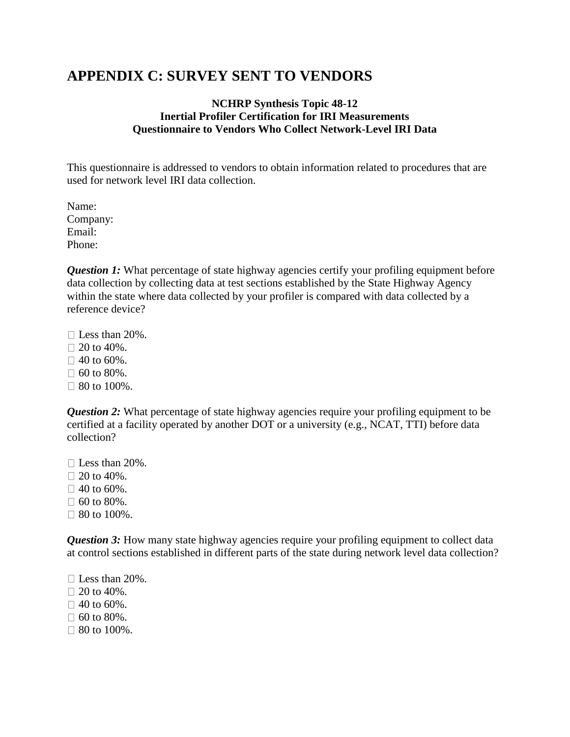# APPENDIX C: SURVEY SENT TO VENDORS

**NCHRP Synthesis Topic 48-12**
**Inertial Profiler Certification for IRI Measurements**
**Questionnaire to Vendors Who Collect Network-Level IRI Data**

This questionnaire is addressed to vendors to obtain information related to procedures that are used for network level IRI data collection.

Name:
Company:
Email:
Phone:

***Question 1:*** What percentage of state highway agencies certify your profiling equipment before data collection by collecting data at test sections established by the State Highway Agency within the state where data collected by your profiler is compared with data collected by a reference device?

- ☐ Less than 20%.
- ☐ 20 to 40%.
- ☐ 40 to 60%.
- ☐ 60 to 80%.
- ☐ 80 to 100%.

***Question 2:*** What percentage of state highway agencies require your profiling equipment to be certified at a facility operated by another DOT or a university (e.g., NCAT, TTI) before data collection?

- ☐ Less than 20%.
- ☐ 20 to 40%.
- ☐ 40 to 60%.
- ☐ 60 to 80%.
- ☐ 80 to 100%.

***Question 3:*** How many state highway agencies require your profiling equipment to collect data at control sections established in different parts of the state during network level data collection?

- ☐ Less than 20%.
- ☐ 20 to 40%.
- ☐ 40 to 60%.
- ☐ 60 to 80%.
- ☐ 80 to 100%.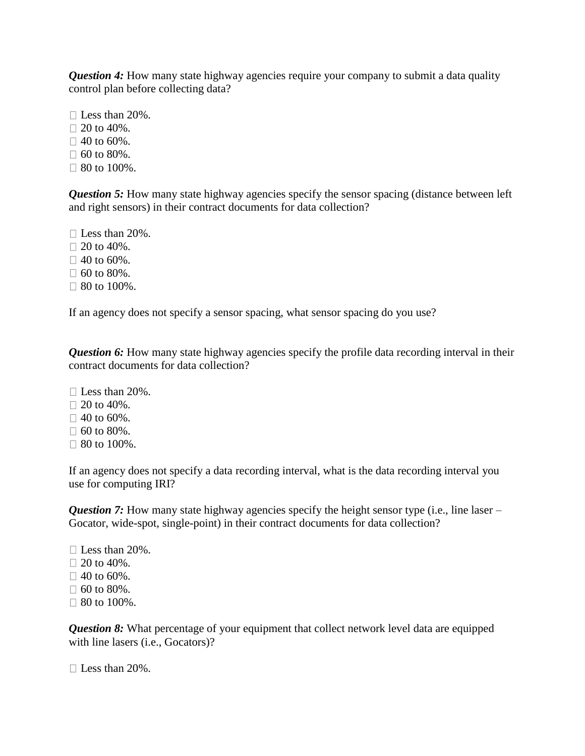***Question 4:*** How many state highway agencies require your company to submit a data quality control plan before collecting data?

☐ Less than 20%.
☐ 20 to 40%.
☐ 40 to 60%.
☐ 60 to 80%.
☐ 80 to 100%.

***Question 5:*** How many state highway agencies specify the sensor spacing (distance between left and right sensors) in their contract documents for data collection?

☐ Less than 20%.
☐ 20 to 40%.
☐ 40 to 60%.
☐ 60 to 80%.
☐ 80 to 100%.

If an agency does not specify a sensor spacing, what sensor spacing do you use?

***Question 6:*** How many state highway agencies specify the profile data recording interval in their contract documents for data collection?

☐ Less than 20%.
☐ 20 to 40%.
☐ 40 to 60%.
☐ 60 to 80%.
☐ 80 to 100%.

If an agency does not specify a data recording interval, what is the data recording interval you use for computing IRI?

***Question 7:*** How many state highway agencies specify the height sensor type (i.e., line laser – Gocator, wide-spot, single-point) in their contract documents for data collection?

☐ Less than 20%.
☐ 20 to 40%.
☐ 40 to 60%.
☐ 60 to 80%.
☐ 80 to 100%.

***Question 8:*** What percentage of your equipment that collect network level data are equipped with line lasers (i.e., Gocators)?

☐ Less than 20%.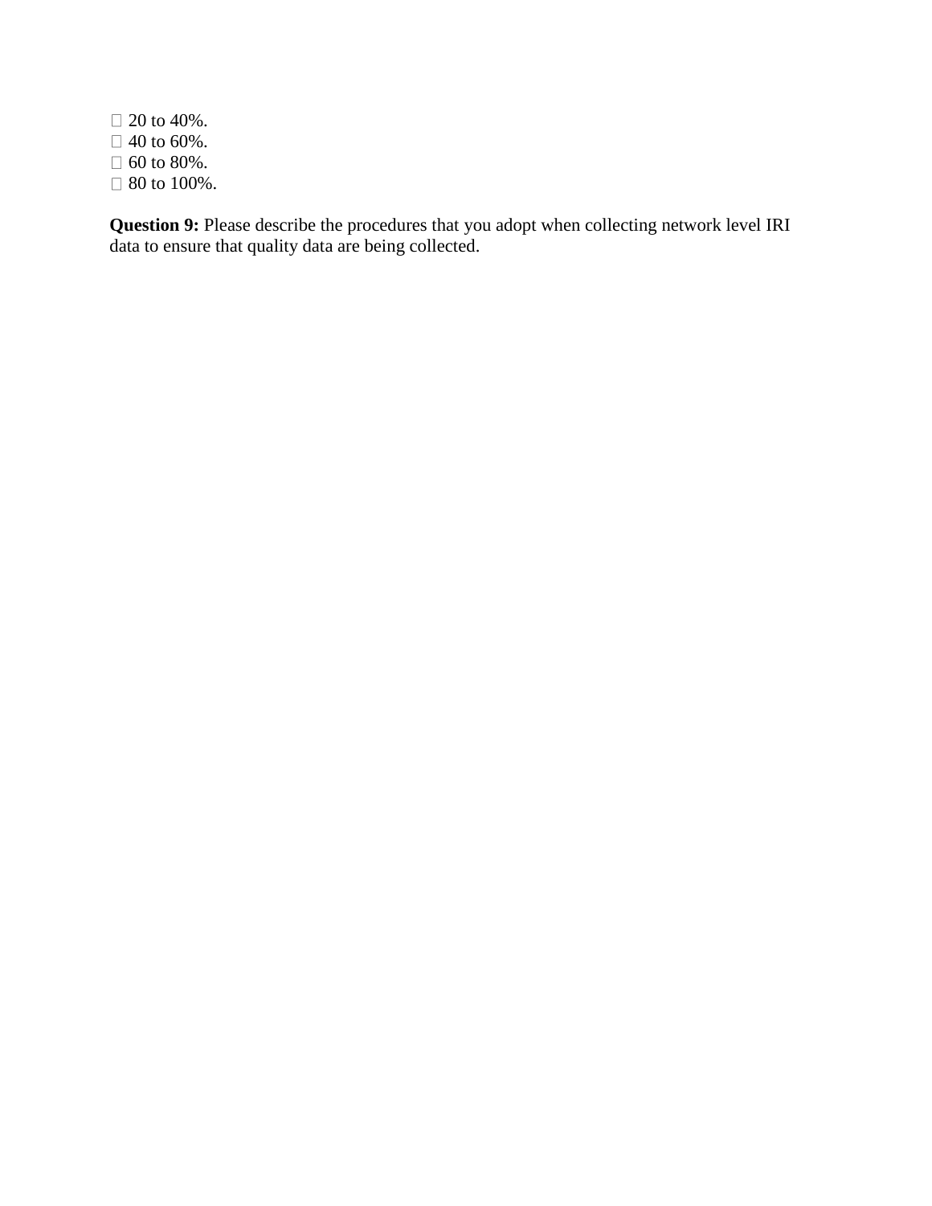- ☐ 20 to 40%.
- ☐ 40 to 60%.
- ☐ 60 to 80%.
- ☐ 80 to 100%.

**Question 9:** Please describe the procedures that you adopt when collecting network level IRI data to ensure that quality data are being collected.